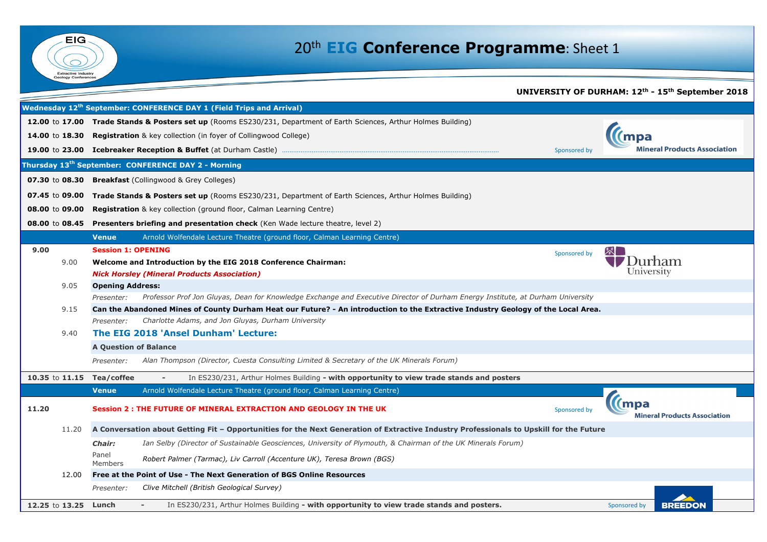# 20th **EIG Conference Programme**: Sheet 1

EIG – Extractive Industry Geology Conferences

**UNIVERSITY OF DURHAM: 12th - 15th September 2018**

## Wednesday 12th September: CONFERENCE DAY 1 (Field Trips and Arrival)

**12.00** to **17.00** **Trade Stands & Posters set up** (Rooms ES230/231, Department of Earth Sciences, Arthur Holmes Building)

**14.00** to **18.30** **Registration** & key collection (in foyer of Collingwood College)

**19.00** to **23.00** **Icebreaker Reception & Buffet** (at Durham Castle) ........ Sponsored by mpa Mineral Products Association

## Thursday 13th September: CONFERENCE DAY 2 - Morning

**07.30** to **08.30** **Breakfast** (Collingwood & Grey Colleges)

**07.45** to **09.00** **Trade Stands & Posters set up** (Rooms ES230/231, Department of Earth Sciences, Arthur Holmes Building)

**08.00** to **09.00** **Registration** & key collection (ground floor, Calman Learning Centre)

**08.00** to **08.45** **Presenters briefing and presentation check** (Ken Wade lecture theatre, level 2)

**Venue** Arnold Wolfendale Lecture Theatre (ground floor, Calman Learning Centre)

**9.00** **Session 1: OPENING** — Sponsored by Durham University

9.00 **Welcome and Introduction by the EIG 2018 Conference Chairman:**
***Nick Horsley (Mineral Products Association)***

9.05 **Opening Address:**
*Presenter:* *Professor Prof Jon Gluyas, Dean for Knowledge Exchange and Executive Director of Durham Energy Institute, at Durham University*

9.15 **Can the Abandoned Mines of County Durham Heat our Future? - An introduction to the Extractive Industry Geology of the Local Area.**
*Presenter:* *Charlotte Adams, and Jon Gluyas, Durham University*

9.40 **The EIG 2018 'Ansel Dunham' Lecture:**
**A Question of Balance**
*Presenter:* *Alan Thompson (Director, Cuesta Consulting Limited & Secretary of the UK Minerals Forum)*

**10.35** to **11.15** **Tea/coffee** - In ES230/231, Arthur Holmes Building **- with opportunity to view trade stands and posters**

**Venue** Arnold Wolfendale Lecture Theatre (ground floor, Calman Learning Centre)

**11.20** **Session 2 : THE FUTURE OF MINERAL EXTRACTION AND GEOLOGY IN THE UK** — Sponsored by mpa Mineral Products Association

11.20 **A Conversation about Getting Fit – Opportunities for the Next Generation of Extractive Industry Professionals to Upskill for the Future**
***Chair:*** *Ian Selby (Director of Sustainable Geosciences, University of Plymouth, & Chairman of the UK Minerals Forum)*
Panel Members *Robert Palmer (Tarmac), Liv Carroll (Accenture UK), Teresa Brown (BGS)*

12.00 **Free at the Point of Use - The Next Generation of BGS Online Resources**
*Presenter:* *Clive Mitchell (British Geological Survey)*

**12.25** to **13.25** **Lunch** - In ES230/231, Arthur Holmes Building **- with opportunity to view trade stands and posters.** — Sponsored by BREEDON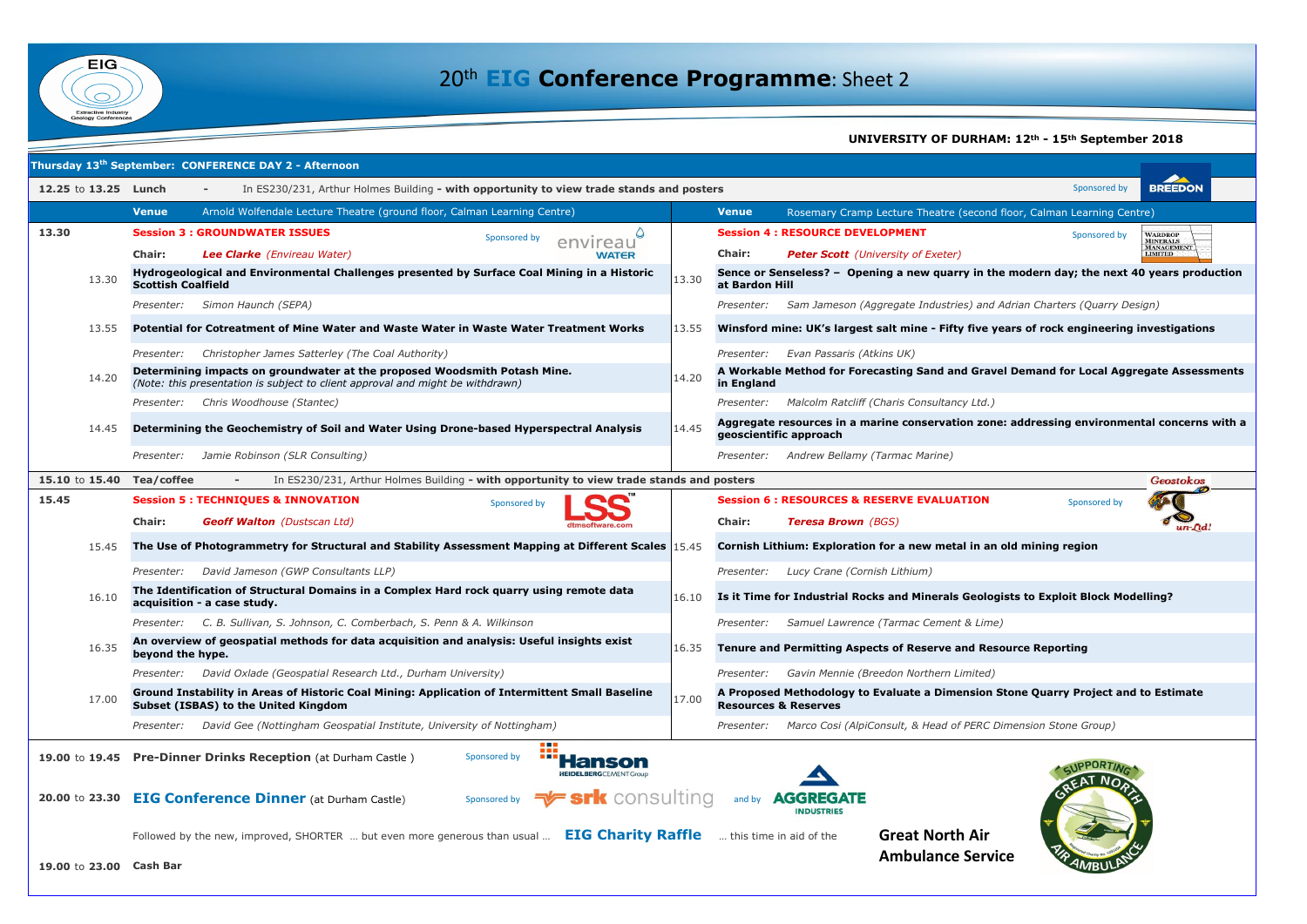# 20th EIG Conference Programme: Sheet 2

**UNIVERSITY OF DURHAM: 12th - 15th September 2018**

## Thursday 13th September: CONFERENCE DAY 2 - Afternoon

**12.25 to 13.25 Lunch** - In ES230/231, Arthur Holmes Building **- with opportunity to view trade stands and posters** — Sponsored by BREEDON

### 13.30 — Session 3 : GROUNDWATER ISSUES

**Venue:** Arnold Wolfendale Lecture Theatre (ground floor, Calman Learning Centre)

Sponsored by envireau WATER

**Chair:** ***Lee Clarke*** *(Envireau Water)*

| Time | Presentation |
|---|---|
| 13.30 | **Hydrogeological and Environmental Challenges presented by Surface Coal Mining in a Historic Scottish Coalfield** <br> *Presenter: Simon Haunch (SEPA)* |
| 13.55 | **Potential for Cotreatment of Mine Water and Waste Water in Waste Water Treatment Works** <br> *Presenter: Christopher James Satterley (The Coal Authority)* |
| 14.20 | **Determining impacts on groundwater at the proposed Woodsmith Potash Mine.** *(Note: this presentation is subject to client approval and might be withdrawn)* <br> *Presenter: Chris Woodhouse (Stantec)* |
| 14.45 | **Determining the Geochemistry of Soil and Water Using Drone-based Hyperspectral Analysis** <br> *Presenter: Jamie Robinson (SLR Consulting)* |

### 13.30 — Session 4 : RESOURCE DEVELOPMENT

**Venue:** Rosemary Cramp Lecture Theatre (second floor, Calman Learning Centre)

Sponsored by Wardrop Minerals Management Limited

**Chair:** ***Peter Scott*** *(University of Exeter)*

| Time | Presentation |
|---|---|
| 13.30 | **Sence or Senseless? – Opening a new quarry in the modern day; the next 40 years production at Bardon Hill** <br> *Presenter: Sam Jameson (Aggregate Industries) and Adrian Charters (Quarry Design)* |
| 13.55 | **Winsford mine: UK's largest salt mine - Fifty five years of rock engineering investigations** <br> *Presenter: Evan Passaris (Atkins UK)* |
| 14.20 | **A Workable Method for Forecasting Sand and Gravel Demand for Local Aggregate Assessments in England** <br> *Presenter: Malcolm Ratcliff (Charis Consultancy Ltd.)* |
| 14.45 | **Aggregate resources in a marine conservation zone: addressing environmental concerns with a geoscientific approach** <br> *Presenter: Andrew Bellamy (Tarmac Marine)* |

**15.10 to 15.40 Tea/coffee** - In ES230/231, Arthur Holmes Building **- with opportunity to view trade stands and posters** — Geostokos

### 15.45 — Session 5 : TECHNIQUES & INNOVATION

Sponsored by LSS dtmsoftware.com

**Chair:** ***Geoff Walton*** *(Dustscan Ltd)*

| Time | Presentation |
|---|---|
| 15.45 | **The Use of Photogrammetry for Structural and Stability Assessment Mapping at Different Scales** <br> *Presenter: David Jameson (GWP Consultants LLP)* |
| 16.10 | **The Identification of Structural Domains in a Complex Hard rock quarry using remote data acquisition - a case study.** <br> *Presenter: C. B. Sullivan, S. Johnson, C. Comberbach, S. Penn & A. Wilkinson* |
| 16.35 | **An overview of geospatial methods for data acquisition and analysis: Useful insights exist beyond the hype.** <br> *Presenter: David Oxlade (Geospatial Research Ltd., Durham University)* |
| 17.00 | **Ground Instability in Areas of Historic Coal Mining: Application of Intermittent Small Baseline Subset (ISBAS) to the United Kingdom** <br> *Presenter: David Gee (Nottingham Geospatial Institute, University of Nottingham)* |

### 15.45 — Session 6 : RESOURCES & RESERVE EVALUATION

Sponsored by Geostokos un-Ltd!

**Chair:** ***Teresa Brown*** *(BGS)*

| Time | Presentation |
|---|---|
| 15.45 | **Cornish Lithium: Exploration for a new metal in an old mining region** <br> *Presenter: Lucy Crane (Cornish Lithium)* |
| 16.10 | **Is it Time for Industrial Rocks and Minerals Geologists to Exploit Block Modelling?** <br> *Presenter: Samuel Lawrence (Tarmac Cement & Lime)* |
| 16.35 | **Tenure and Permitting Aspects of Reserve and Resource Reporting** <br> *Presenter: Gavin Mennie (Breedon Northern Limited)* |
| 17.00 | **A Proposed Methodology to Evaluate a Dimension Stone Quarry Project and to Estimate Resources & Reserves** <br> *Presenter: Marco Cosi (AlpiConsult, & Head of PERC Dimension Stone Group)* |

**19.00 to 19.45 Pre-Dinner Drinks Reception** (at Durham Castle ) — Sponsored by Hanson HEIDELBERGCEMENT Group

**20.00 to 23.30 EIG Conference Dinner** (at Durham Castle) — Sponsored by srk consulting and by AGGREGATE INDUSTRIES

Followed by the new, improved, SHORTER … but even more generous than usual … **EIG Charity Raffle** … this time in aid of the **Great North Air Ambulance Service**

**19.00 to 23.00 Cash Bar**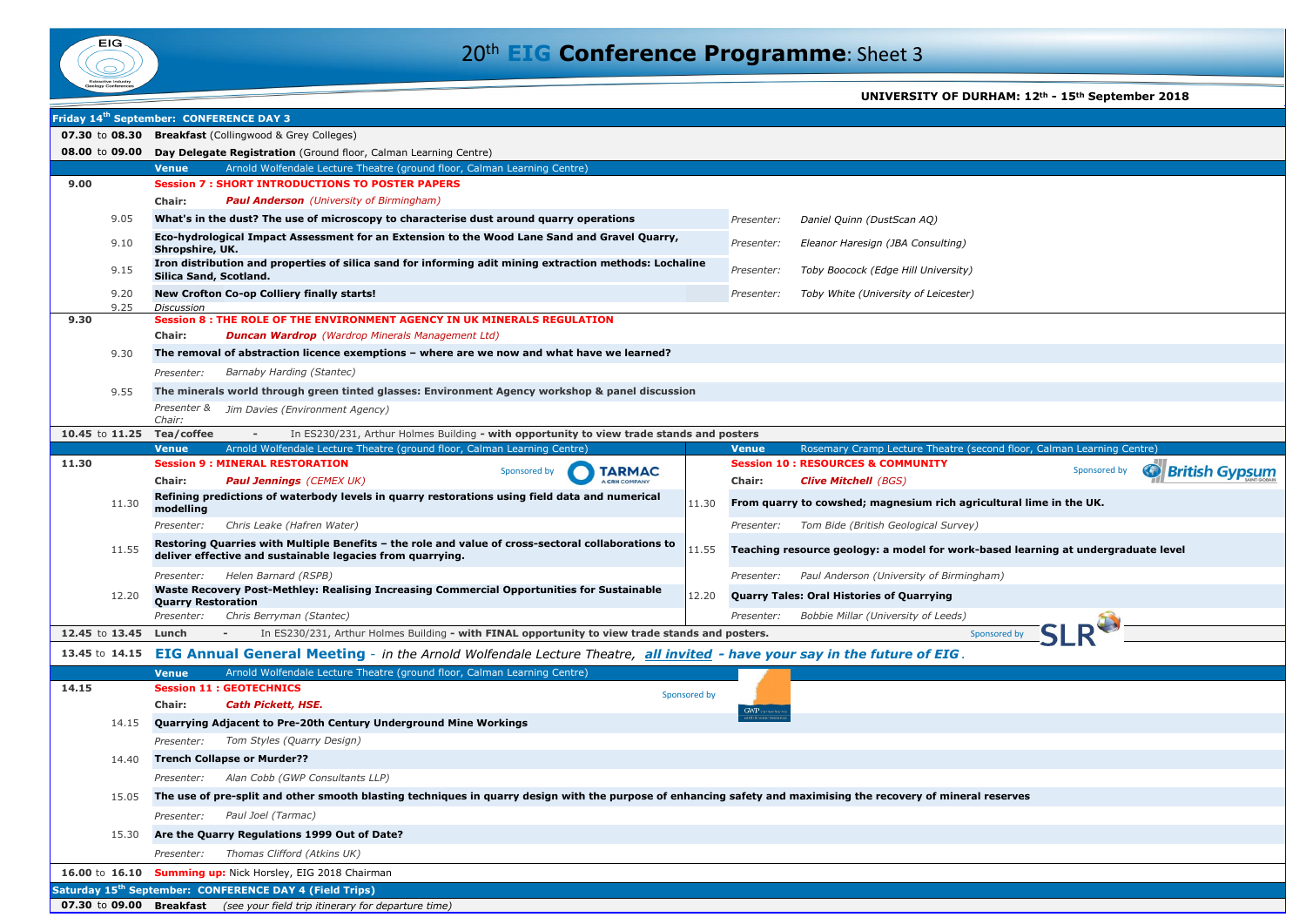# 20th EIG Conference Programme: Sheet 3

**UNIVERSITY OF DURHAM: 12th - 15th September 2018**

## Friday 14th September: CONFERENCE DAY 3

**07.30** to **08.30** **Breakfast** (Collingwood & Grey Colleges)

**08.00** to **09.00** **Day Delegate Registration** (Ground floor, Calman Learning Centre)

**Venue** Arnold Wolfendale Lecture Theatre (ground floor, Calman Learning Centre)

**9.00** **Session 7 : SHORT INTRODUCTIONS TO POSTER PAPERS**

**Chair:** ***Paul Anderson*** *(University of Birmingham)*

| Time | Title | Presenter |
|---|---|---|
| 9.05 | **What's in the dust? The use of microscopy to characterise dust around quarry operations** | *Presenter: Daniel Quinn (DustScan AQ)* |
| 9.10 | **Eco-hydrological Impact Assessment for an Extension to the Wood Lane Sand and Gravel Quarry, Shropshire, UK.** | *Presenter: Eleanor Haresign (JBA Consulting)* |
| 9.15 | **Iron distribution and properties of silica sand for informing adit mining extraction methods: Lochaline Silica Sand, Scotland.** | *Presenter: Toby Boocock (Edge Hill University)* |
| 9.20 | **New Crofton Co-op Colliery finally starts!** | *Presenter: Toby White (University of Leicester)* |
| 9.25 | *Discussion* | |

**9.30** **Session 8 : THE ROLE OF THE ENVIRONMENT AGENCY IN UK MINERALS REGULATION**

**Chair:** ***Duncan Wardrop*** *(Wardrop Minerals Management Ltd)*

9.30 **The removal of abstraction licence exemptions – where are we now and what have we learned?**

*Presenter:* *Barnaby Harding (Stantec)*

9.55 **The minerals world through green tinted glasses: Environment Agency workshop & panel discussion**

*Presenter & Chair:* *Jim Davies (Environment Agency)*

**10.45** to **11.25** **Tea/coffee** - In ES230/231, Arthur Holmes Building **- with opportunity to view trade stands and posters**

**Venue** Arnold Wolfendale Lecture Theatre (ground floor, Calman Learning Centre)

**11.30** **Session 9 : MINERAL RESTORATION** — Sponsored by TARMAC (A CRH COMPANY)

**Chair:** ***Paul Jennings*** *(CEMEX UK)*

11.30 **Refining predictions of waterbody levels in quarry restorations using field data and numerical modelling**

*Presenter:* *Chris Leake (Hafren Water)*

11.55 **Restoring Quarries with Multiple Benefits – the role and value of cross-sectoral collaborations to deliver effective and sustainable legacies from quarrying.**

*Presenter:* *Helen Barnard (RSPB)*

12.20 **Waste Recovery Post-Methley: Realising Increasing Commercial Opportunities for Sustainable Quarry Restoration**

*Presenter:* *Chris Berryman (Stantec)*

**Venue** Rosemary Cramp Lecture Theatre (second floor, Calman Learning Centre)

**Session 10 : RESOURCES & COMMUNITY** — Sponsored by British Gypsum (SAINT-GOBAIN)

**Chair:** ***Clive Mitchell*** *(BGS)*

11.30 **From quarry to cowshed; magnesium rich agricultural lime in the UK.**

*Presenter:* *Tom Bide (British Geological Survey)*

11.55 **Teaching resource geology: a model for work-based learning at undergraduate level**

*Presenter:* *Paul Anderson (University of Birmingham)*

12.20 **Quarry Tales: Oral Histories of Quarrying**

*Presenter:* *Bobbie Millar (University of Leeds)*

**12.45** to **13.45** **Lunch** - In ES230/231, Arthur Holmes Building **- with FINAL opportunity to view trade stands and posters.** — Sponsored by SLR

**13.45** to **14.15** **EIG Annual General Meeting** - *in the Arnold Wolfendale Lecture Theatre,* ***all invited*** ***- have your say in the future of EIG***.

**Venue** Arnold Wolfendale Lecture Theatre (ground floor, Calman Learning Centre)

**14.15** **Session 11 : GEOTECHNICS** — Sponsored by GWP

**Chair:** ***Cath Pickett, HSE.***

14.15 **Quarrying Adjacent to Pre-20th Century Underground Mine Workings**

*Presenter:* *Tom Styles (Quarry Design)*

14.40 **Trench Collapse or Murder??**

*Presenter:* *Alan Cobb (GWP Consultants LLP)*

15.05 **The use of pre-split and other smooth blasting techniques in quarry design with the purpose of enhancing safety and maximising the recovery of mineral reserves**

*Presenter:* *Paul Joel (Tarmac)*

15.30 **Are the Quarry Regulations 1999 Out of Date?**

*Presenter:* *Thomas Clifford (Atkins UK)*

**16.00** to **16.10** **Summing up:** Nick Horsley, EIG 2018 Chairman

## Saturday 15th September: CONFERENCE DAY 4 (Field Trips)

**07.30** to **09.00** **Breakfast** *(see your field trip itinerary for departure time)*